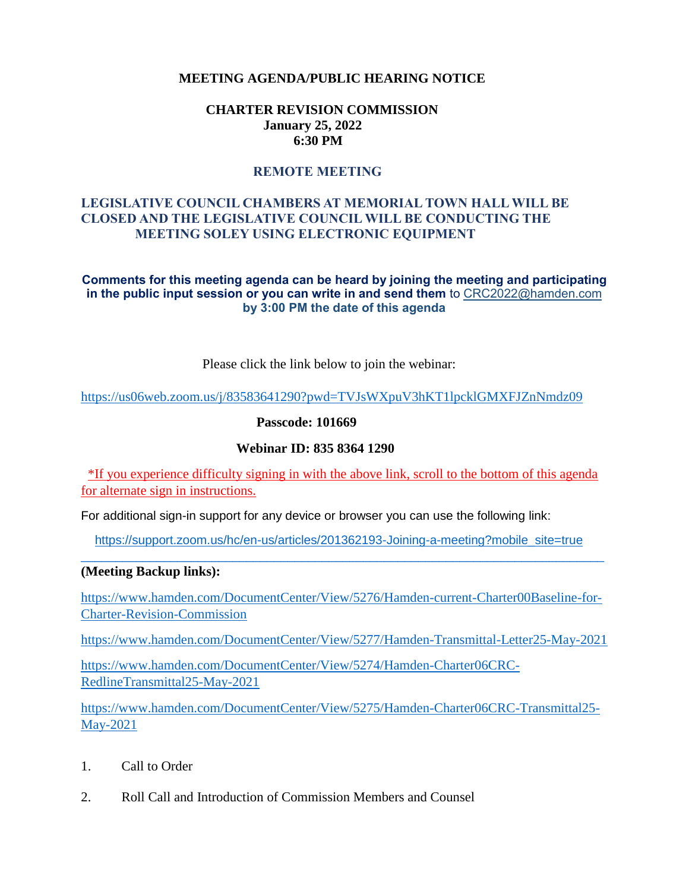**MEETING AGENDA/PUBLIC HEARING NOTICE**

**CHARTER REVISION COMMISSION**
**January 25, 2022**
**6:30 PM**

**REMOTE MEETING**

**LEGISLATIVE COUNCIL CHAMBERS AT MEMORIAL TOWN HALL WILL BE CLOSED AND THE LEGISLATIVE COUNCIL WILL BE CONDUCTING THE MEETING SOLEY USING ELECTRONIC EQUIPMENT**

**Comments for this meeting agenda can be heard by joining the meeting and participating in the public input session or you can write in and send them** to CRC2022@hamden.com **by 3:00 PM the date of this agenda**

Please click the link below to join the webinar:

https://us06web.zoom.us/j/83583641290?pwd=TVJsWXpuV3hKT1lpcklGMXFJZnNmdz09

**Passcode: 101669**

**Webinar ID: 835 8364 1290**

*If you experience difficulty signing in with the above link, scroll to the bottom of this agenda for alternate sign in instructions.

For additional sign-in support for any device or browser you can use the following link:

https://support.zoom.us/hc/en-us/articles/201362193-Joining-a-meeting?mobile_site=true

---

**(Meeting Backup links):**

https://www.hamden.com/DocumentCenter/View/5276/Hamden-current-Charter00Baseline-for-Charter-Revision-Commission

https://www.hamden.com/DocumentCenter/View/5277/Hamden-Transmittal-Letter25-May-2021

https://www.hamden.com/DocumentCenter/View/5274/Hamden-Charter06CRC-RedlineTransmittal25-May-2021

https://www.hamden.com/DocumentCenter/View/5275/Hamden-Charter06CRC-Transmittal25-May-2021

1. Call to Order

2. Roll Call and Introduction of Commission Members and Counsel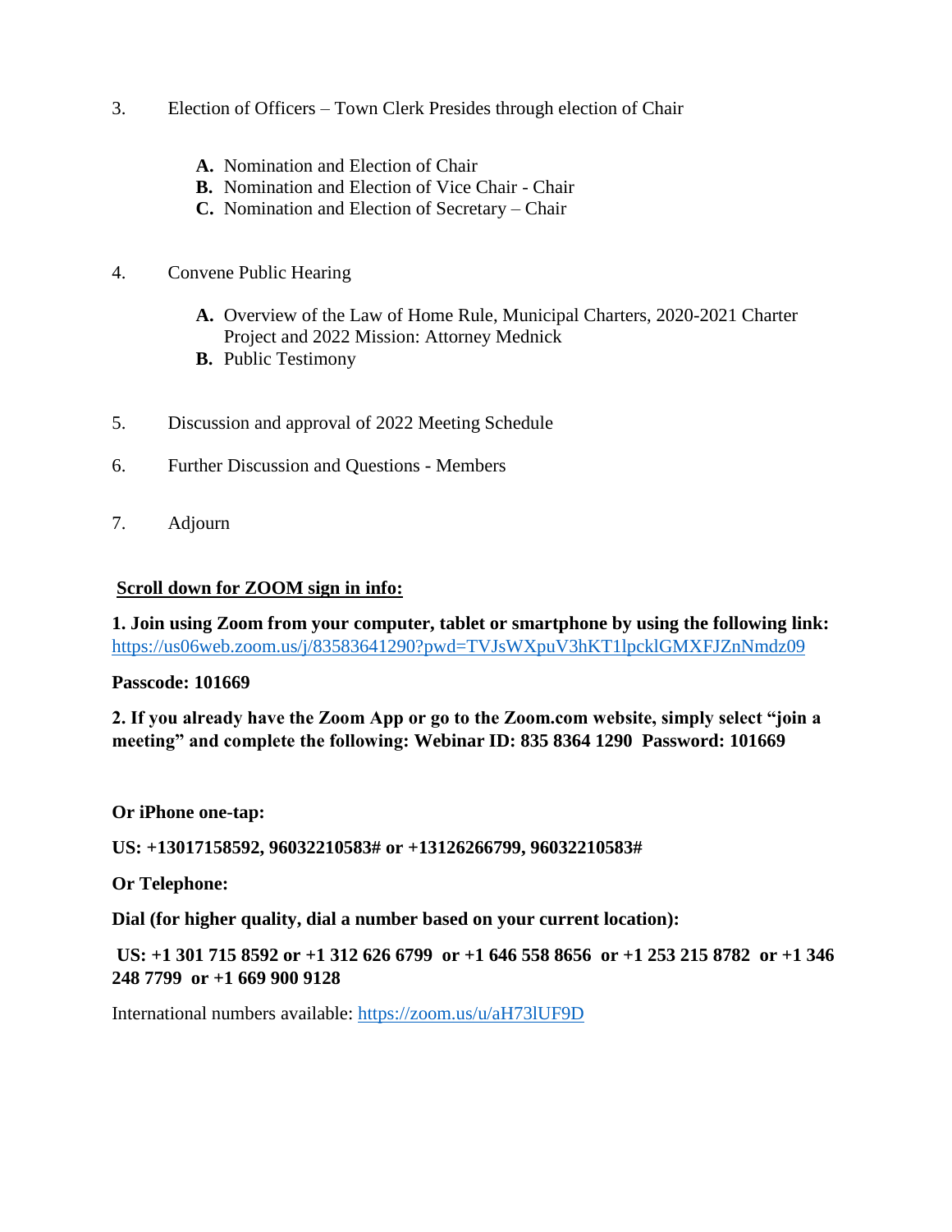3. Election of Officers – Town Clerk Presides through election of Chair

   **A.** Nomination and Election of Chair
   **B.** Nomination and Election of Vice Chair - Chair
   **C.** Nomination and Election of Secretary – Chair

4. Convene Public Hearing

   **A.** Overview of the Law of Home Rule, Municipal Charters, 2020-2021 Charter Project and 2022 Mission: Attorney Mednick
   **B.** Public Testimony

5. Discussion and approval of 2022 Meeting Schedule

6. Further Discussion and Questions - Members

7. Adjourn

**<u>Scroll down for ZOOM sign in info:</u>**

**1. Join using Zoom from your computer, tablet or smartphone by using the following link:**
https://us06web.zoom.us/j/83583641290?pwd=TVJsWXpuV3hKT1lpcklGMXFJZnNmdz09

**Passcode: 101669**

**2. If you already have the Zoom App or go to the Zoom.com website, simply select "join a meeting" and complete the following: Webinar ID: 835 8364 1290 Password: 101669**

**Or iPhone one-tap:**

**US: +13017158592, 96032210583# or +13126266799, 96032210583#**

**Or Telephone:**

**Dial (for higher quality, dial a number based on your current location):**

**US: +1 301 715 8592 or +1 312 626 6799 or +1 646 558 8656 or +1 253 215 8782 or +1 346 248 7799 or +1 669 900 9128**

International numbers available: https://zoom.us/u/aH73lUF9D